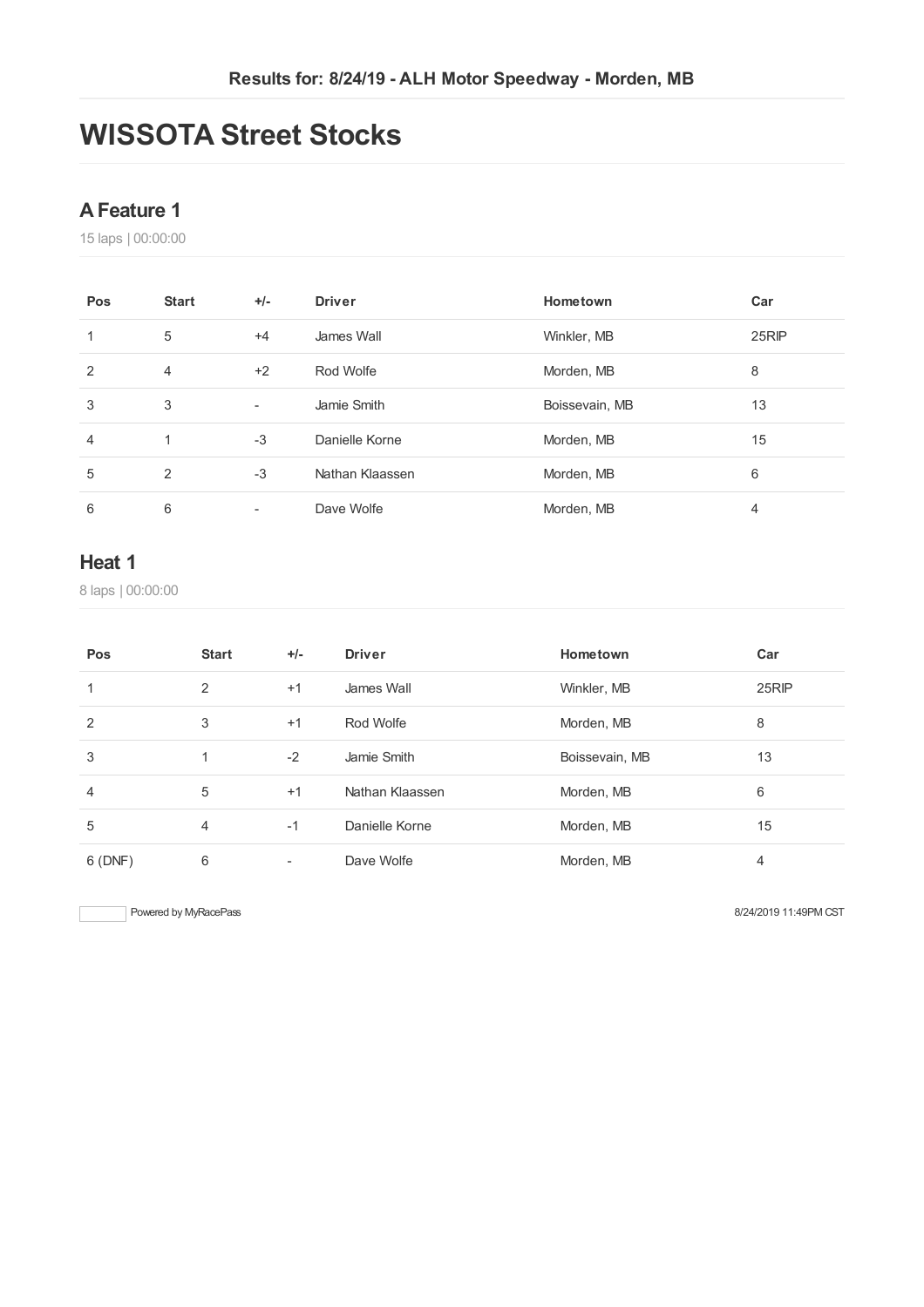Results for: 8/24/19 - ALH Motor Speedway - Morden, MB

# WISSOTA Street Stocks

## A Feature 1

15 laps | 00:00:00

| Pos | Start | +/- | Driver | Hometown | Car |
| --- | --- | --- | --- | --- | --- |
| 1 | 5 | +4 | James Wall | Winkler, MB | 25RIP |
| 2 | 4 | +2 | Rod Wolfe | Morden, MB | 8 |
| 3 | 3 | - | Jamie Smith | Boissevain, MB | 13 |
| 4 | 1 | -3 | Danielle Korne | Morden, MB | 15 |
| 5 | 2 | -3 | Nathan Klaassen | Morden, MB | 6 |
| 6 | 6 | - | Dave Wolfe | Morden, MB | 4 |

## Heat 1

8 laps | 00:00:00

| Pos | Start | +/- | Driver | Hometown | Car |
| --- | --- | --- | --- | --- | --- |
| 1 | 2 | +1 | James Wall | Winkler, MB | 25RIP |
| 2 | 3 | +1 | Rod Wolfe | Morden, MB | 8 |
| 3 | 1 | -2 | Jamie Smith | Boissevain, MB | 13 |
| 4 | 5 | +1 | Nathan Klaassen | Morden, MB | 6 |
| 5 | 4 | -1 | Danielle Korne | Morden, MB | 15 |
| 6 (DNF) | 6 | - | Dave Wolfe | Morden, MB | 4 |

Powered by MyRacePass

8/24/2019 11:49PM CST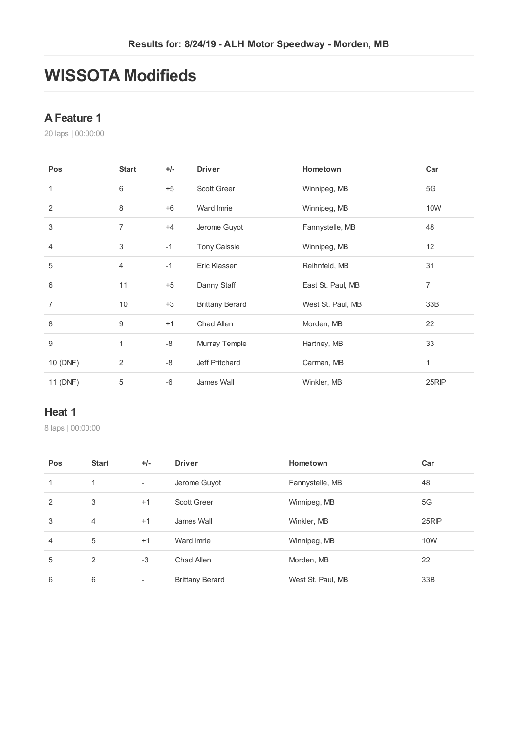Results for: 8/24/19 - ALH Motor Speedway - Morden, MB

# WISSOTA Modifieds

## A Feature 1

20 laps | 00:00:00

| Pos | Start | +/- | Driver | Hometown | Car |
|---|---|---|---|---|---|
| 1 | 6 | +5 | Scott Greer | Winnipeg, MB | 5G |
| 2 | 8 | +6 | Ward Imrie | Winnipeg, MB | 10W |
| 3 | 7 | +4 | Jerome Guyot | Fannystelle, MB | 48 |
| 4 | 3 | -1 | Tony Caissie | Winnipeg, MB | 12 |
| 5 | 4 | -1 | Eric Klassen | Reihnfeld, MB | 31 |
| 6 | 11 | +5 | Danny Staff | East St. Paul, MB | 7 |
| 7 | 10 | +3 | Brittany Berard | West St. Paul, MB | 33B |
| 8 | 9 | +1 | Chad Allen | Morden, MB | 22 |
| 9 | 1 | -8 | Murray Temple | Hartney, MB | 33 |
| 10 (DNF) | 2 | -8 | Jeff Pritchard | Carman, MB | 1 |
| 11 (DNF) | 5 | -6 | James Wall | Winkler, MB | 25RIP |

## Heat 1

8 laps | 00:00:00

| Pos | Start | +/- | Driver | Hometown | Car |
|---|---|---|---|---|---|
| 1 | 1 | - | Jerome Guyot | Fannystelle, MB | 48 |
| 2 | 3 | +1 | Scott Greer | Winnipeg, MB | 5G |
| 3 | 4 | +1 | James Wall | Winkler, MB | 25RIP |
| 4 | 5 | +1 | Ward Imrie | Winnipeg, MB | 10W |
| 5 | 2 | -3 | Chad Allen | Morden, MB | 22 |
| 6 | 6 | - | Brittany Berard | West St. Paul, MB | 33B |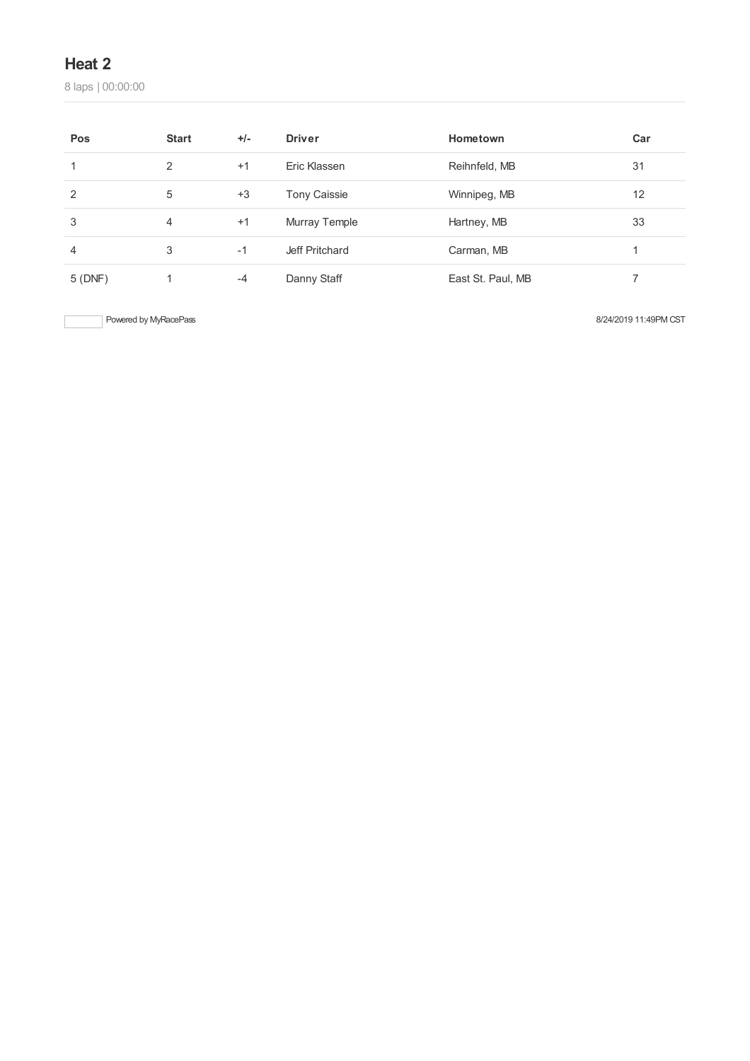## Heat 2

8 laps | 00:00:00

| Pos | Start | +/- | Driver | Hometown | Car |
|---|---|---|---|---|---|
| 1 | 2 | +1 | Eric Klassen | Reihnfeld, MB | 31 |
| 2 | 5 | +3 | Tony Caissie | Winnipeg, MB | 12 |
| 3 | 4 | +1 | Murray Temple | Hartney, MB | 33 |
| 4 | 3 | -1 | Jeff Pritchard | Carman, MB | 1 |
| 5 (DNF) | 1 | -4 | Danny Staff | East St. Paul, MB | 7 |

Powered by MyRacePass

8/24/2019 11:49PM CST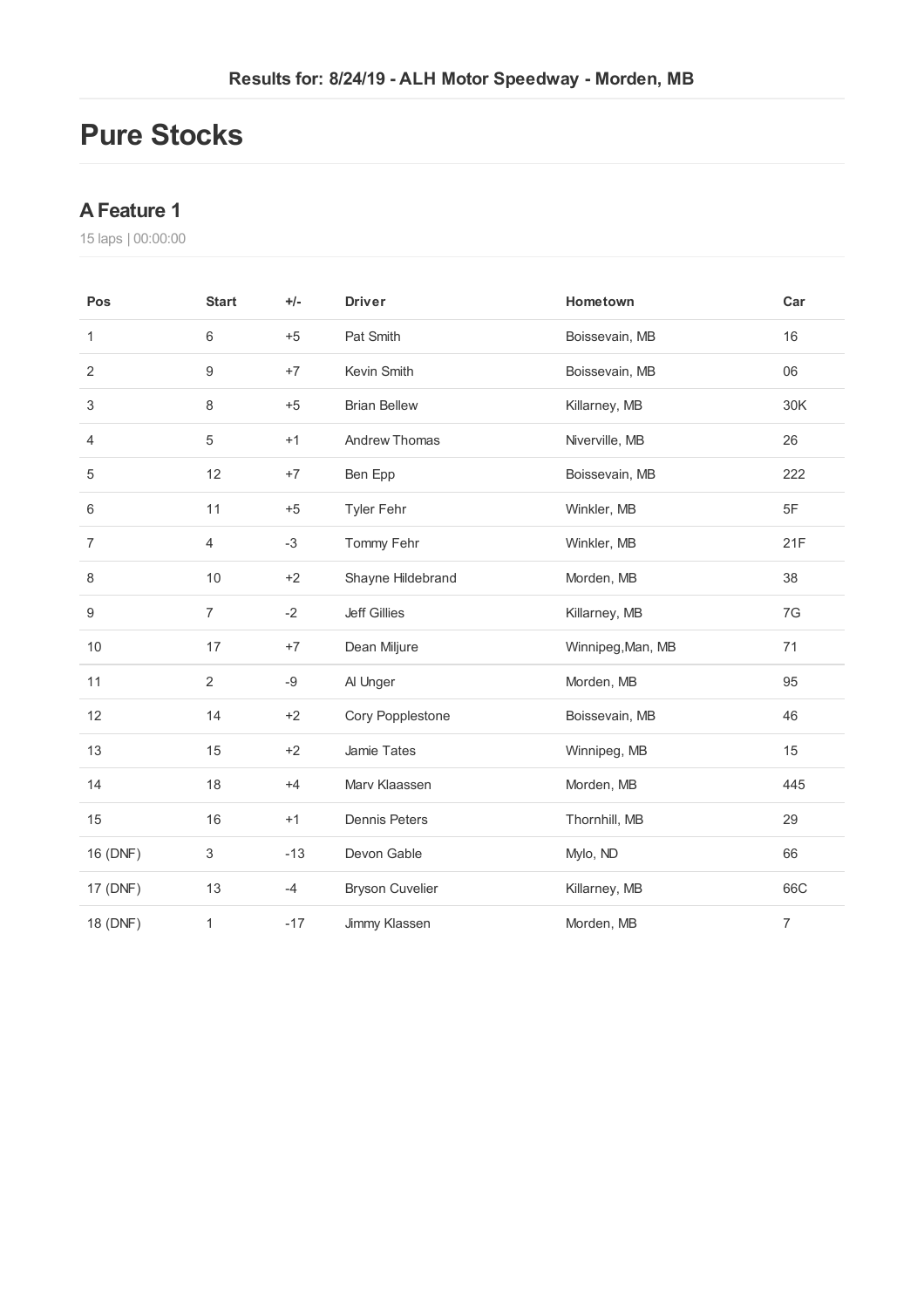**Results for: 8/24/19 - ALH Motor Speedway - Morden, MB**

# Pure Stocks

## A Feature 1

15 laps | 00:00:00

| Pos | Start | +/- | Driver | Hometown | Car |
|---|---|---|---|---|---|
| 1 | 6 | +5 | Pat Smith | Boissevain, MB | 16 |
| 2 | 9 | +7 | Kevin Smith | Boissevain, MB | 06 |
| 3 | 8 | +5 | Brian Bellew | Killarney, MB | 30K |
| 4 | 5 | +1 | Andrew Thomas | Niverville, MB | 26 |
| 5 | 12 | +7 | Ben Epp | Boissevain, MB | 222 |
| 6 | 11 | +5 | Tyler Fehr | Winkler, MB | 5F |
| 7 | 4 | -3 | Tommy Fehr | Winkler, MB | 21F |
| 8 | 10 | +2 | Shayne Hildebrand | Morden, MB | 38 |
| 9 | 7 | -2 | Jeff Gillies | Killarney, MB | 7G |
| 10 | 17 | +7 | Dean Miljure | Winnipeg,Man, MB | 71 |
| 11 | 2 | -9 | Al Unger | Morden, MB | 95 |
| 12 | 14 | +2 | Cory Popplestone | Boissevain, MB | 46 |
| 13 | 15 | +2 | Jamie Tates | Winnipeg, MB | 15 |
| 14 | 18 | +4 | Marv Klaassen | Morden, MB | 445 |
| 15 | 16 | +1 | Dennis Peters | Thornhill, MB | 29 |
| 16 (DNF) | 3 | -13 | Devon Gable | Mylo, ND | 66 |
| 17 (DNF) | 13 | -4 | Bryson Cuvelier | Killarney, MB | 66C |
| 18 (DNF) | 1 | -17 | Jimmy Klassen | Morden, MB | 7 |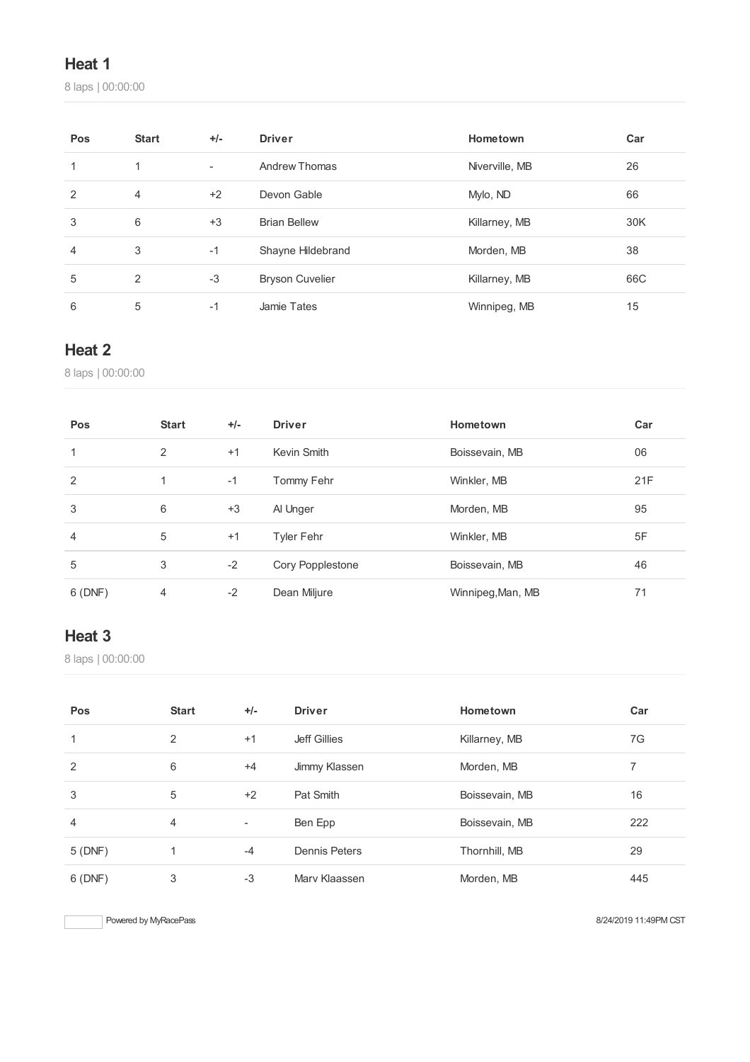## Heat 1

8 laps | 00:00:00

| Pos | Start | +/- | Driver | Hometown | Car |
|---|---|---|---|---|---|
| 1 | 1 | - | Andrew Thomas | Niverville, MB | 26 |
| 2 | 4 | +2 | Devon Gable | Mylo, ND | 66 |
| 3 | 6 | +3 | Brian Bellew | Killarney, MB | 30K |
| 4 | 3 | -1 | Shayne Hildebrand | Morden, MB | 38 |
| 5 | 2 | -3 | Bryson Cuvelier | Killarney, MB | 66C |
| 6 | 5 | -1 | Jamie Tates | Winnipeg, MB | 15 |

## Heat 2

8 laps | 00:00:00

| Pos | Start | +/- | Driver | Hometown | Car |
|---|---|---|---|---|---|
| 1 | 2 | +1 | Kevin Smith | Boissevain, MB | 06 |
| 2 | 1 | -1 | Tommy Fehr | Winkler, MB | 21F |
| 3 | 6 | +3 | Al Unger | Morden, MB | 95 |
| 4 | 5 | +1 | Tyler Fehr | Winkler, MB | 5F |
| 5 | 3 | -2 | Cory Popplestone | Boissevain, MB | 46 |
| 6 (DNF) | 4 | -2 | Dean Miljure | Winnipeg,Man, MB | 71 |

## Heat 3

8 laps | 00:00:00

| Pos | Start | +/- | Driver | Hometown | Car |
|---|---|---|---|---|---|
| 1 | 2 | +1 | Jeff Gillies | Killarney, MB | 7G |
| 2 | 6 | +4 | Jimmy Klassen | Morden, MB | 7 |
| 3 | 5 | +2 | Pat Smith | Boissevain, MB | 16 |
| 4 | 4 | - | Ben Epp | Boissevain, MB | 222 |
| 5 (DNF) | 1 | -4 | Dennis Peters | Thornhill, MB | 29 |
| 6 (DNF) | 3 | -3 | Marv Klaassen | Morden, MB | 445 |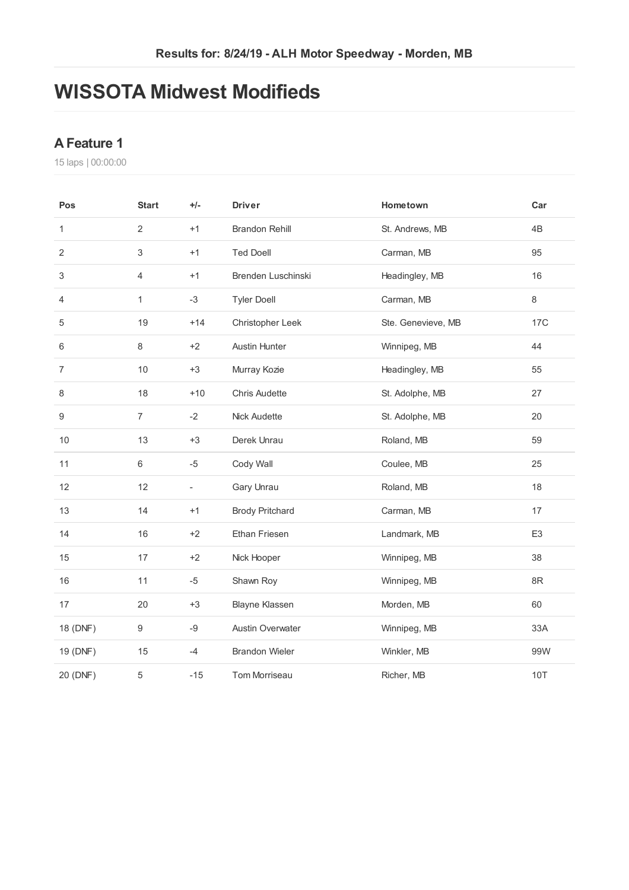**Results for: 8/24/19 - ALH Motor Speedway - Morden, MB**

# WISSOTA Midwest Modifieds

## A Feature 1

15 laps | 00:00:00

| Pos | Start | +/- | Driver | Hometown | Car |
|---|---|---|---|---|---|
| 1 | 2 | +1 | Brandon Rehill | St. Andrews, MB | 4B |
| 2 | 3 | +1 | Ted Doell | Carman, MB | 95 |
| 3 | 4 | +1 | Brenden Luschinski | Headingley, MB | 16 |
| 4 | 1 | -3 | Tyler Doell | Carman, MB | 8 |
| 5 | 19 | +14 | Christopher Leek | Ste. Genevieve, MB | 17C |
| 6 | 8 | +2 | Austin Hunter | Winnipeg, MB | 44 |
| 7 | 10 | +3 | Murray Kozie | Headingley, MB | 55 |
| 8 | 18 | +10 | Chris Audette | St. Adolphe, MB | 27 |
| 9 | 7 | -2 | Nick Audette | St. Adolphe, MB | 20 |
| 10 | 13 | +3 | Derek Unrau | Roland, MB | 59 |
| 11 | 6 | -5 | Cody Wall | Coulee, MB | 25 |
| 12 | 12 | - | Gary Unrau | Roland, MB | 18 |
| 13 | 14 | +1 | Brody Pritchard | Carman, MB | 17 |
| 14 | 16 | +2 | Ethan Friesen | Landmark, MB | E3 |
| 15 | 17 | +2 | Nick Hooper | Winnipeg, MB | 38 |
| 16 | 11 | -5 | Shawn Roy | Winnipeg, MB | 8R |
| 17 | 20 | +3 | Blayne Klassen | Morden, MB | 60 |
| 18 (DNF) | 9 | -9 | Austin Overwater | Winnipeg, MB | 33A |
| 19 (DNF) | 15 | -4 | Brandon Wieler | Winkler, MB | 99W |
| 20 (DNF) | 5 | -15 | Tom Morriseau | Richer, MB | 10T |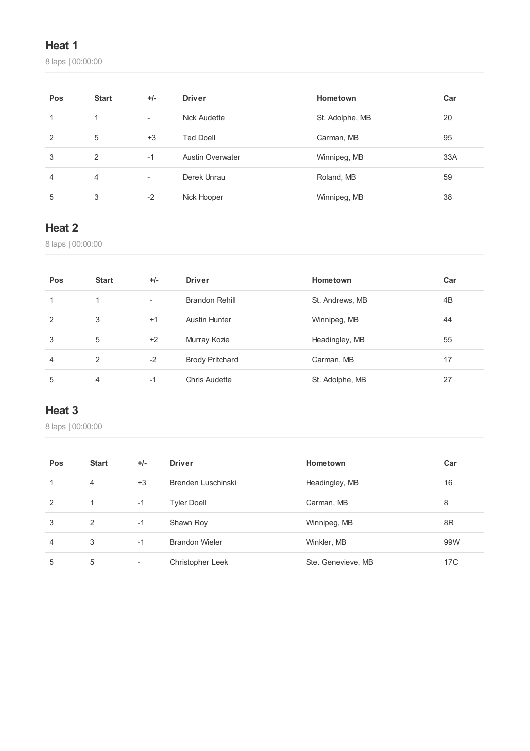## Heat 1

8 laps | 00:00:00

| Pos | Start | +/- | Driver | Hometown | Car |
|---|---|---|---|---|---|
| 1 | 1 | - | Nick Audette | St. Adolphe, MB | 20 |
| 2 | 5 | +3 | Ted Doell | Carman, MB | 95 |
| 3 | 2 | -1 | Austin Overwater | Winnipeg, MB | 33A |
| 4 | 4 | - | Derek Unrau | Roland, MB | 59 |
| 5 | 3 | -2 | Nick Hooper | Winnipeg, MB | 38 |

## Heat 2

8 laps | 00:00:00

| Pos | Start | +/- | Driver | Hometown | Car |
|---|---|---|---|---|---|
| 1 | 1 | - | Brandon Rehill | St. Andrews, MB | 4B |
| 2 | 3 | +1 | Austin Hunter | Winnipeg, MB | 44 |
| 3 | 5 | +2 | Murray Kozie | Headingley, MB | 55 |
| 4 | 2 | -2 | Brody Pritchard | Carman, MB | 17 |
| 5 | 4 | -1 | Chris Audette | St. Adolphe, MB | 27 |

## Heat 3

8 laps | 00:00:00

| Pos | Start | +/- | Driver | Hometown | Car |
|---|---|---|---|---|---|
| 1 | 4 | +3 | Brenden Luschinski | Headingley, MB | 16 |
| 2 | 1 | -1 | Tyler Doell | Carman, MB | 8 |
| 3 | 2 | -1 | Shawn Roy | Winnipeg, MB | 8R |
| 4 | 3 | -1 | Brandon Wieler | Winkler, MB | 99W |
| 5 | 5 | - | Christopher Leek | Ste. Genevieve, MB | 17C |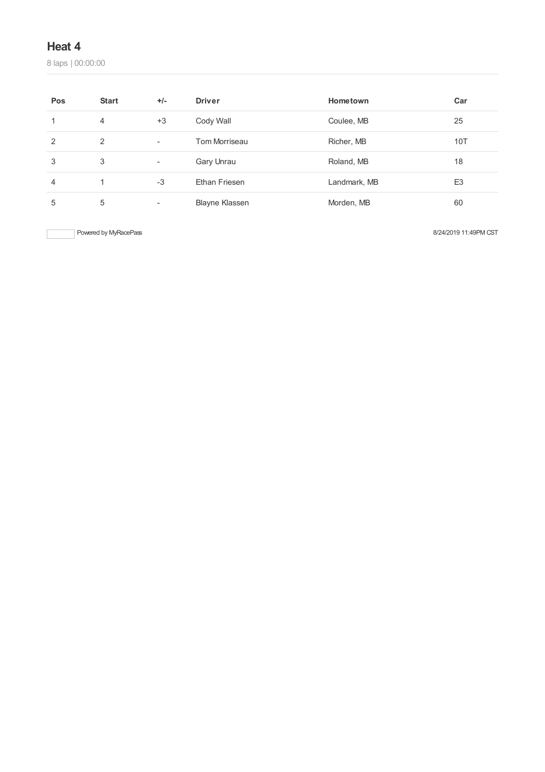## Heat 4

8 laps | 00:00:00

| Pos | Start | +/- | Driver | Hometown | Car |
|---|---|---|---|---|---|
| 1 | 4 | +3 | Cody Wall | Coulee, MB | 25 |
| 2 | 2 | - | Tom Morriseau | Richer, MB | 10T |
| 3 | 3 | - | Gary Unrau | Roland, MB | 18 |
| 4 | 1 | -3 | Ethan Friesen | Landmark, MB | E3 |
| 5 | 5 | - | Blayne Klassen | Morden, MB | 60 |

Powered by MyRacePass

8/24/2019 11:49PM CST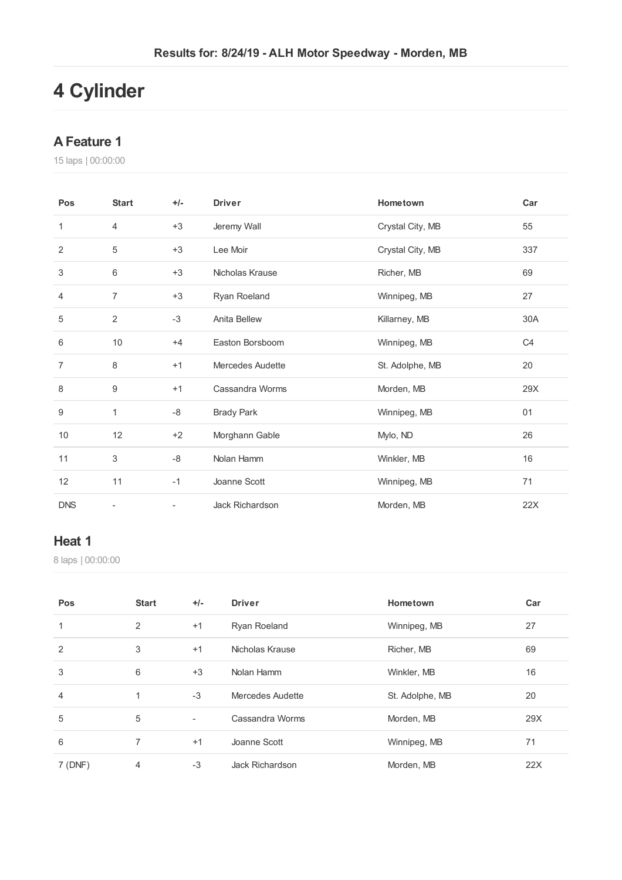Results for: 8/24/19 - ALH Motor Speedway - Morden, MB

# 4 Cylinder

## A Feature 1

15 laps | 00:00:00

| Pos | Start | +/- | Driver | Hometown | Car |
|---|---|---|---|---|---|
| 1 | 4 | +3 | Jeremy Wall | Crystal City, MB | 55 |
| 2 | 5 | +3 | Lee Moir | Crystal City, MB | 337 |
| 3 | 6 | +3 | Nicholas Krause | Richer, MB | 69 |
| 4 | 7 | +3 | Ryan Roeland | Winnipeg, MB | 27 |
| 5 | 2 | -3 | Anita Bellew | Killarney, MB | 30A |
| 6 | 10 | +4 | Easton Borsboom | Winnipeg, MB | C4 |
| 7 | 8 | +1 | Mercedes Audette | St. Adolphe, MB | 20 |
| 8 | 9 | +1 | Cassandra Worms | Morden, MB | 29X |
| 9 | 1 | -8 | Brady Park | Winnipeg, MB | 01 |
| 10 | 12 | +2 | Morghann Gable | Mylo, ND | 26 |
| 11 | 3 | -8 | Nolan Hamm | Winkler, MB | 16 |
| 12 | 11 | -1 | Joanne Scott | Winnipeg, MB | 71 |
| DNS | - | - | Jack Richardson | Morden, MB | 22X |

## Heat 1

8 laps | 00:00:00

| Pos | Start | +/- | Driver | Hometown | Car |
|---|---|---|---|---|---|
| 1 | 2 | +1 | Ryan Roeland | Winnipeg, MB | 27 |
| 2 | 3 | +1 | Nicholas Krause | Richer, MB | 69 |
| 3 | 6 | +3 | Nolan Hamm | Winkler, MB | 16 |
| 4 | 1 | -3 | Mercedes Audette | St. Adolphe, MB | 20 |
| 5 | 5 | - | Cassandra Worms | Morden, MB | 29X |
| 6 | 7 | +1 | Joanne Scott | Winnipeg, MB | 71 |
| 7 (DNF) | 4 | -3 | Jack Richardson | Morden, MB | 22X |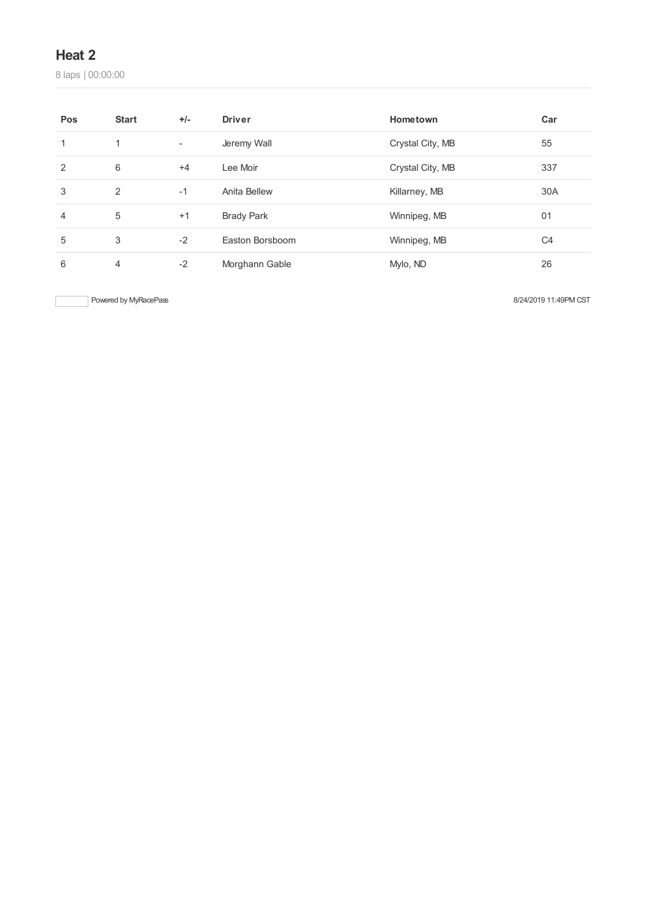## Heat 2

8 laps | 00:00:00

| Pos | Start | +/- | Driver | Hometown | Car |
|---|---|---|---|---|---|
| 1 | 1 | - | Jeremy Wall | Crystal City, MB | 55 |
| 2 | 6 | +4 | Lee Moir | Crystal City, MB | 337 |
| 3 | 2 | -1 | Anita Bellew | Killarney, MB | 30A |
| 4 | 5 | +1 | Brady Park | Winnipeg, MB | 01 |
| 5 | 3 | -2 | Easton Borsboom | Winnipeg, MB | C4 |
| 6 | 4 | -2 | Morghann Gable | Mylo, ND | 26 |

Powered by MyRacePass

8/24/2019 11:49PM CST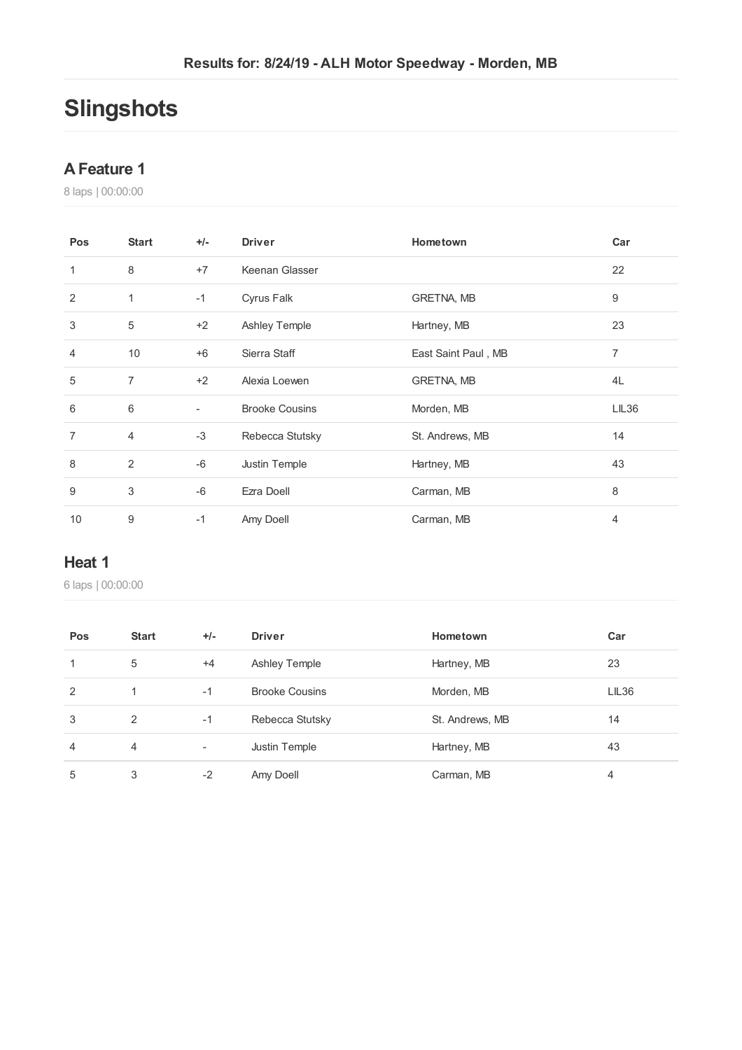Results for: 8/24/19 - ALH Motor Speedway - Morden, MB

# Slingshots

## A Feature 1

8 laps | 00:00:00

| Pos | Start | +/- | Driver | Hometown | Car |
|---|---|---|---|---|---|
| 1 | 8 | +7 | Keenan Glasser | | 22 |
| 2 | 1 | -1 | Cyrus Falk | GRETNA, MB | 9 |
| 3 | 5 | +2 | Ashley Temple | Hartney, MB | 23 |
| 4 | 10 | +6 | Sierra Staff | East Saint Paul , MB | 7 |
| 5 | 7 | +2 | Alexia Loewen | GRETNA, MB | 4L |
| 6 | 6 | - | Brooke Cousins | Morden, MB | LIL36 |
| 7 | 4 | -3 | Rebecca Stutsky | St. Andrews, MB | 14 |
| 8 | 2 | -6 | Justin Temple | Hartney, MB | 43 |
| 9 | 3 | -6 | Ezra Doell | Carman, MB | 8 |
| 10 | 9 | -1 | Amy Doell | Carman, MB | 4 |

## Heat 1

6 laps | 00:00:00

| Pos | Start | +/- | Driver | Hometown | Car |
|---|---|---|---|---|---|
| 1 | 5 | +4 | Ashley Temple | Hartney, MB | 23 |
| 2 | 1 | -1 | Brooke Cousins | Morden, MB | LIL36 |
| 3 | 2 | -1 | Rebecca Stutsky | St. Andrews, MB | 14 |
| 4 | 4 | - | Justin Temple | Hartney, MB | 43 |
| 5 | 3 | -2 | Amy Doell | Carman, MB | 4 |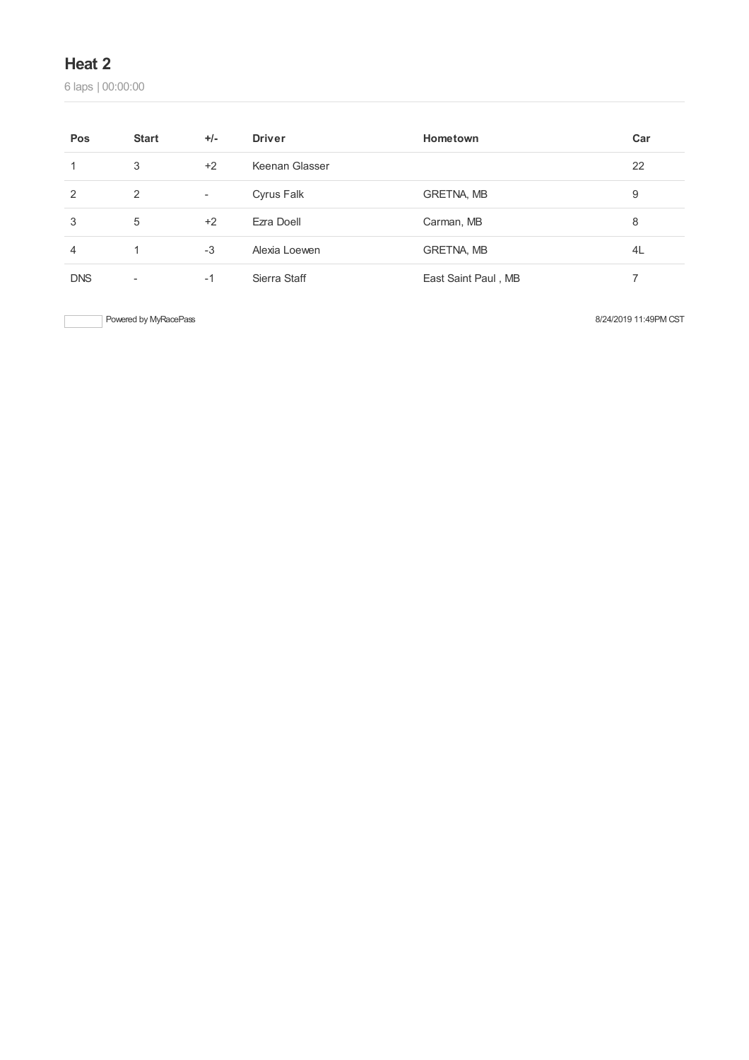## Heat 2

6 laps | 00:00:00

| Pos | Start | +/- | Driver | Hometown | Car |
|---|---|---|---|---|---|
| 1 | 3 | +2 | Keenan Glasser | | 22 |
| 2 | 2 | - | Cyrus Falk | GRETNA, MB | 9 |
| 3 | 5 | +2 | Ezra Doell | Carman, MB | 8 |
| 4 | 1 | -3 | Alexia Loewen | GRETNA, MB | 4L |
| DNS | - | -1 | Sierra Staff | East Saint Paul , MB | 7 |

Powered by MyRacePass

8/24/2019 11:49PM CST